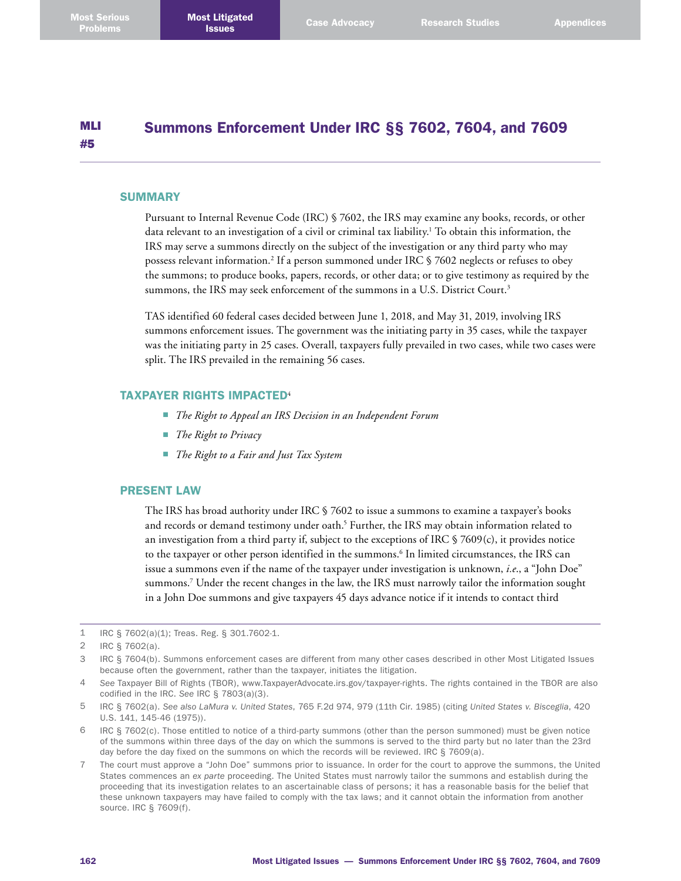# MLI #5 Summons Enforcement Under IRC §§ 7602, 7604, and 7609

## SUMMARY

Pursuant to Internal Revenue Code (IRC) § 7602, the IRS may examine any books, records, or other data relevant to an investigation of a civil or criminal tax liability.[1] To obtain this information, the IRS may serve a summons directly on the subject of the investigation or any third party who may possess relevant information.[2] If a person summoned under IRC § 7602 neglects or refuses to obey the summons; to produce books, papers, records, or other data; or to give testimony as required by the summons, the IRS may seek enforcement of the summons in a U.S. District Court.[3]

TAS identified 60 federal cases decided between June 1, 2018, and May 31, 2019, involving IRS summons enforcement issues. The government was the initiating party in 35 cases, while the taxpayer was the initiating party in 25 cases. Overall, taxpayers fully prevailed in two cases, while two cases were split. The IRS prevailed in the remaining 56 cases.

## TAXPAYER RIGHTS IMPACTED[4]

- *The Right to Appeal an IRS Decision in an Independent Forum*
- *The Right to Privacy*
- *The Right to a Fair and Just Tax System*

## PRESENT LAW

The IRS has broad authority under IRC § 7602 to issue a summons to examine a taxpayer's books and records or demand testimony under oath.[5] Further, the IRS may obtain information related to an investigation from a third party if, subject to the exceptions of IRC § 7609(c), it provides notice to the taxpayer or other person identified in the summons.[6] In limited circumstances, the IRS can issue a summons even if the name of the taxpayer under investigation is unknown, *i.e.*, a "John Doe" summons.[7] Under the recent changes in the law, the IRS must narrowly tailor the information sought in a John Doe summons and give taxpayers 45 days advance notice if it intends to contact third

---

1 IRC § 7602(a)(1); Treas. Reg. § 301.7602-1.

2 IRC § 7602(a).

3 IRC § 7604(b). Summons enforcement cases are different from many other cases described in other Most Litigated Issues because often the government, rather than the taxpayer, initiates the litigation.

4 *See* Taxpayer Bill of Rights (TBOR), www.TaxpayerAdvocate.irs.gov/taxpayer-rights. The rights contained in the TBOR are also codified in the IRC. *See* IRC § 7803(a)(3).

5 IRC § 7602(a). *See also LaMura v. United States*, 765 F.2d 974, 979 (11th Cir. 1985) (citing *United States v. Bisceglia*, 420 U.S. 141, 145-46 (1975)).

6 IRC § 7602(c). Those entitled to notice of a third-party summons (other than the person summoned) must be given notice of the summons within three days of the day on which the summons is served to the third party but no later than the 23rd day before the day fixed on the summons on which the records will be reviewed. IRC § 7609(a).

7 The court must approve a "John Doe" summons prior to issuance. In order for the court to approve the summons, the United States commences an *ex parte* proceeding. The United States must narrowly tailor the summons and establish during the proceeding that its investigation relates to an ascertainable class of persons; it has a reasonable basis for the belief that these unknown taxpayers may have failed to comply with the tax laws; and it cannot obtain the information from another source. IRC § 7609(f).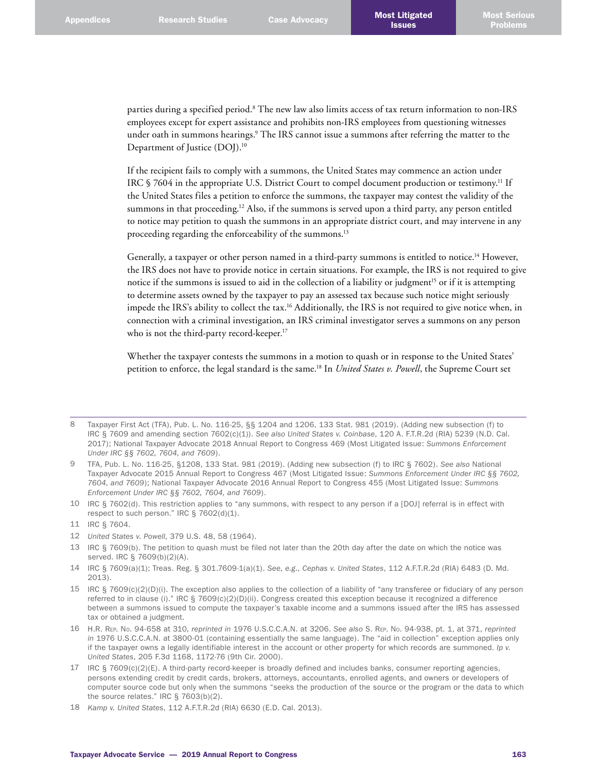parties during a specified period.[8] The new law also limits access of tax return information to non-IRS employees except for expert assistance and prohibits non-IRS employees from questioning witnesses under oath in summons hearings.[9] The IRS cannot issue a summons after referring the matter to the Department of Justice (DOJ).[10]

If the recipient fails to comply with a summons, the United States may commence an action under IRC § 7604 in the appropriate U.S. District Court to compel document production or testimony.[11] If the United States files a petition to enforce the summons, the taxpayer may contest the validity of the summons in that proceeding.[12] Also, if the summons is served upon a third party, any person entitled to notice may petition to quash the summons in an appropriate district court, and may intervene in any proceeding regarding the enforceability of the summons.[13]

Generally, a taxpayer or other person named in a third-party summons is entitled to notice.[14] However, the IRS does not have to provide notice in certain situations. For example, the IRS is not required to give notice if the summons is issued to aid in the collection of a liability or judgment[15] or if it is attempting to determine assets owned by the taxpayer to pay an assessed tax because such notice might seriously impede the IRS's ability to collect the tax.[16] Additionally, the IRS is not required to give notice when, in connection with a criminal investigation, an IRS criminal investigator serves a summons on any person who is not the third-party record-keeper.[17]

Whether the taxpayer contests the summons in a motion to quash or in response to the United States' petition to enforce, the legal standard is the same.[18] In *United States v. Powell*, the Supreme Court set

---

8 Taxpayer First Act (TFA), Pub. L. No. 116-25, §§ 1204 and 1206, 133 Stat. 981 (2019). (Adding new subsection (f) to IRC § 7609 and amending section 7602(c)(1)). *See also United States v. Coinbase*, 120 A. F.T.R.2d (RIA) 5239 (N.D. Cal. 2017); National Taxpayer Advocate 2018 Annual Report to Congress 469 (Most Litigated Issue: *Summons Enforcement Under IRC §§ 7602, 7604, and 7609*).

9 TFA, Pub. L. No. 116-25, §1208, 133 Stat. 981 (2019). (Adding new subsection (f) to IRC § 7602). *See also* National Taxpayer Advocate 2015 Annual Report to Congress 467 (Most Litigated Issue: *Summons Enforcement Under IRC §§ 7602, 7604, and 7609*); National Taxpayer Advocate 2016 Annual Report to Congress 455 (Most Litigated Issue: *Summons Enforcement Under IRC §§ 7602, 7604, and 7609*).

10 IRC § 7602(d). This restriction applies to "any summons, with respect to any person if a [DOJ] referral is in effect with respect to such person." IRC § 7602(d)(1).

11 IRC § 7604.

12 *United States v. Powell*, 379 U.S. 48, 58 (1964).

13 IRC § 7609(b). The petition to quash must be filed not later than the 20th day after the date on which the notice was served. IRC § 7609(b)(2)(A).

14 IRC § 7609(a)(1); Treas. Reg. § 301.7609-1(a)(1). *See, e.g.*, *Cephas v. United States*, 112 A.F.T.R.2d (RIA) 6483 (D. Md. 2013).

15 IRC § 7609(c)(2)(D)(i). The exception also applies to the collection of a liability of "any transferee or fiduciary of any person referred to in clause (i)." IRC § 7609(c)(2)(D)(ii). Congress created this exception because it recognized a difference between a summons issued to compute the taxpayer's taxable income and a summons issued after the IRS has assessed tax or obtained a judgment.

16 H.R. Rep. No. 94-658 at 310, *reprinted in* 1976 U.S.C.C.A.N. at 3206. *See also* S. Rep. No. 94-938, pt. 1, at 371, *reprinted in* 1976 U.S.C.C.A.N. at 3800-01 (containing essentially the same language). The "aid in collection" exception applies only if the taxpayer owns a legally identifiable interest in the account or other property for which records are summoned. *Ip v. United States*, 205 F.3d 1168, 1172-76 (9th Cir. 2000).

17 IRC § 7609(c)(2)(E). A third-party record-keeper is broadly defined and includes banks, consumer reporting agencies, persons extending credit by credit cards, brokers, attorneys, accountants, enrolled agents, and owners or developers of computer source code but only when the summons "seeks the production of the source or the program or the data to which the source relates." IRC § 7603(b)(2).

18 *Kamp v. United States*, 112 A.F.T.R.2d (RIA) 6630 (E.D. Cal. 2013).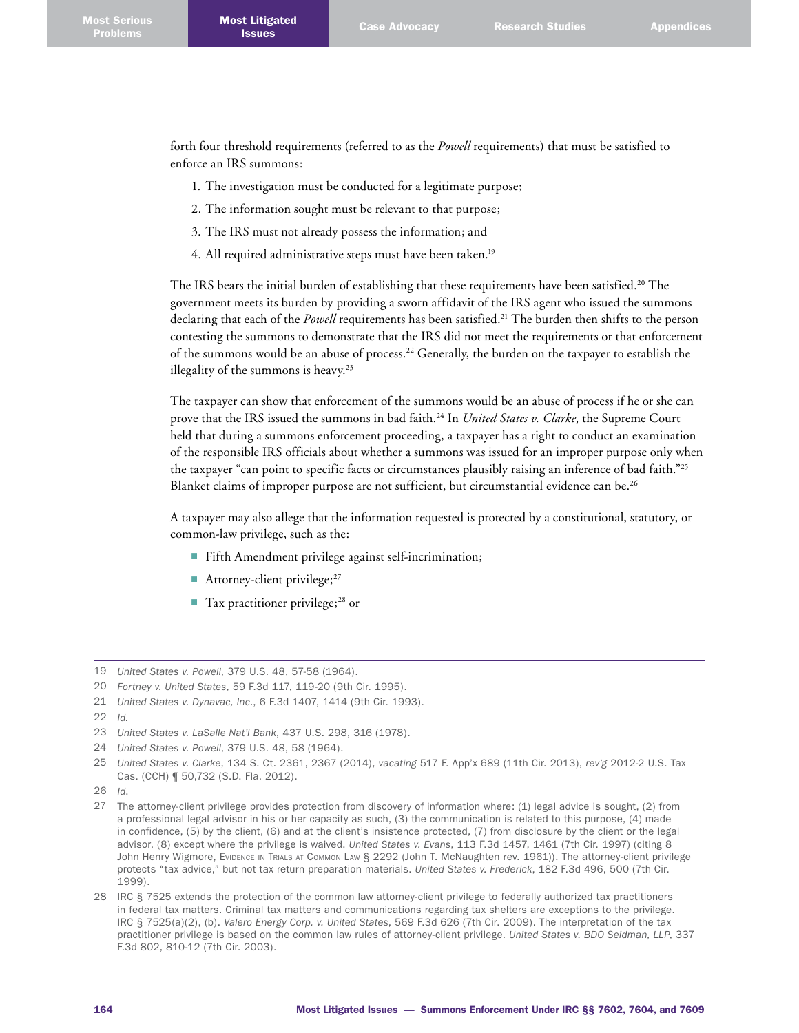forth four threshold requirements (referred to as the *Powell* requirements) that must be satisfied to enforce an IRS summons:

1. The investigation must be conducted for a legitimate purpose;
2. The information sought must be relevant to that purpose;
3. The IRS must not already possess the information; and
4. All required administrative steps must have been taken.[19]

The IRS bears the initial burden of establishing that these requirements have been satisfied.[20] The government meets its burden by providing a sworn affidavit of the IRS agent who issued the summons declaring that each of the *Powell* requirements has been satisfied.[21] The burden then shifts to the person contesting the summons to demonstrate that the IRS did not meet the requirements or that enforcement of the summons would be an abuse of process.[22] Generally, the burden on the taxpayer to establish the illegality of the summons is heavy.[23]

The taxpayer can show that enforcement of the summons would be an abuse of process if he or she can prove that the IRS issued the summons in bad faith.[24] In *United States v. Clarke*, the Supreme Court held that during a summons enforcement proceeding, a taxpayer has a right to conduct an examination of the responsible IRS officials about whether a summons was issued for an improper purpose only when the taxpayer "can point to specific facts or circumstances plausibly raising an inference of bad faith."[25] Blanket claims of improper purpose are not sufficient, but circumstantial evidence can be.[26]

A taxpayer may also allege that the information requested is protected by a constitutional, statutory, or common-law privilege, such as the:

- Fifth Amendment privilege against self-incrimination;
- Attorney-client privilege;[27]
- Tax practitioner privilege;[28] or

---

19 *United States v. Powell*, 379 U.S. 48, 57-58 (1964).

20 *Fortney v. United States*, 59 F.3d 117, 119-20 (9th Cir. 1995).

21 *United States v. Dynavac, Inc.*, 6 F.3d 1407, 1414 (9th Cir. 1993).

22 *Id.*

23 *United States v. LaSalle Nat'l Bank*, 437 U.S. 298, 316 (1978).

24 *United States v. Powell*, 379 U.S. 48, 58 (1964).

25 *United States v. Clarke*, 134 S. Ct. 2361, 2367 (2014), *vacating* 517 F. App'x 689 (11th Cir. 2013), *rev'g* 2012-2 U.S. Tax Cas. (CCH) ¶ 50,732 (S.D. Fla. 2012).

26 *Id.*

27 The attorney-client privilege provides protection from discovery of information where: (1) legal advice is sought, (2) from a professional legal advisor in his or her capacity as such, (3) the communication is related to this purpose, (4) made in confidence, (5) by the client, (6) and at the client's insistence protected, (7) from disclosure by the client or the legal advisor, (8) except where the privilege is waived. *United States v. Evans*, 113 F.3d 1457, 1461 (7th Cir. 1997) (citing 8 John Henry Wigmore, Evidence in Trials at Common Law § 2292 (John T. McNaughten rev. 1961)). The attorney-client privilege protects "tax advice," but not tax return preparation materials. *United States v. Frederick*, 182 F.3d 496, 500 (7th Cir. 1999).

28 IRC § 7525 extends the protection of the common law attorney-client privilege to federally authorized tax practitioners in federal tax matters. Criminal tax matters and communications regarding tax shelters are exceptions to the privilege. IRC § 7525(a)(2), (b). *Valero Energy Corp. v. United States*, 569 F.3d 626 (7th Cir. 2009). The interpretation of the tax practitioner privilege is based on the common law rules of attorney-client privilege. *United States v. BDO Seidman, LLP*, 337 F.3d 802, 810-12 (7th Cir. 2003).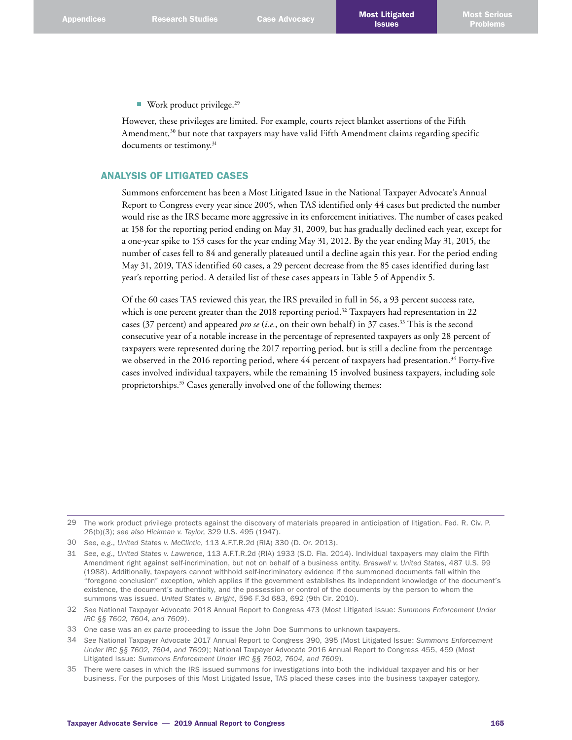- Work product privilege.[29]

However, these privileges are limited. For example, courts reject blanket assertions of the Fifth Amendment,[30] but note that taxpayers may have valid Fifth Amendment claims regarding specific documents or testimony.[31]

## ANALYSIS OF LITIGATED CASES

Summons enforcement has been a Most Litigated Issue in the National Taxpayer Advocate's Annual Report to Congress every year since 2005, when TAS identified only 44 cases but predicted the number would rise as the IRS became more aggressive in its enforcement initiatives. The number of cases peaked at 158 for the reporting period ending on May 31, 2009, but has gradually declined each year, except for a one-year spike to 153 cases for the year ending May 31, 2012. By the year ending May 31, 2015, the number of cases fell to 84 and generally plateaued until a decline again this year. For the period ending May 31, 2019, TAS identified 60 cases, a 29 percent decrease from the 85 cases identified during last year's reporting period. A detailed list of these cases appears in Table 5 of Appendix 5.

Of the 60 cases TAS reviewed this year, the IRS prevailed in full in 56, a 93 percent success rate, which is one percent greater than the 2018 reporting period.[32] Taxpayers had representation in 22 cases (37 percent) and appeared *pro se* (*i.e.*, on their own behalf) in 37 cases.[33] This is the second consecutive year of a notable increase in the percentage of represented taxpayers as only 28 percent of taxpayers were represented during the 2017 reporting period, but is still a decline from the percentage we observed in the 2016 reporting period, where 44 percent of taxpayers had presentation.[34] Forty-five cases involved individual taxpayers, while the remaining 15 involved business taxpayers, including sole proprietorships.[35] Cases generally involved one of the following themes:

---

29 The work product privilege protects against the discovery of materials prepared in anticipation of litigation. Fed. R. Civ. P. 26(b)(3); *see also Hickman v. Taylor*, 329 U.S. 495 (1947).

30 *See, e.g., United States v. McClintic*, 113 A.F.T.R.2d (RIA) 330 (D. Or. 2013).

31 *See, e.g., United States v. Lawrence*, 113 A.F.T.R.2d (RIA) 1933 (S.D. Fla. 2014). Individual taxpayers may claim the Fifth Amendment right against self-incrimination, but not on behalf of a business entity. *Braswell v. United States*, 487 U.S. 99 (1988). Additionally, taxpayers cannot withhold self-incriminatory evidence if the summoned documents fall within the "foregone conclusion" exception, which applies if the government establishes its independent knowledge of the document's existence, the document's authenticity, and the possession or control of the documents by the person to whom the summons was issued. *United States v. Bright*, 596 F.3d 683, 692 (9th Cir. 2010).

32 *See* National Taxpayer Advocate 2018 Annual Report to Congress 473 (Most Litigated Issue: *Summons Enforcement Under IRC §§ 7602, 7604, and 7609*).

33 One case was an *ex parte* proceeding to issue the John Doe Summons to unknown taxpayers.

34 *See* National Taxpayer Advocate 2017 Annual Report to Congress 390, 395 (Most Litigated Issue: *Summons Enforcement Under IRC §§ 7602, 7604, and 7609*); National Taxpayer Advocate 2016 Annual Report to Congress 455, 459 (Most Litigated Issue: *Summons Enforcement Under IRC §§ 7602, 7604, and 7609*).

35 There were cases in which the IRS issued summons for investigations into both the individual taxpayer and his or her business. For the purposes of this Most Litigated Issue, TAS placed these cases into the business taxpayer category.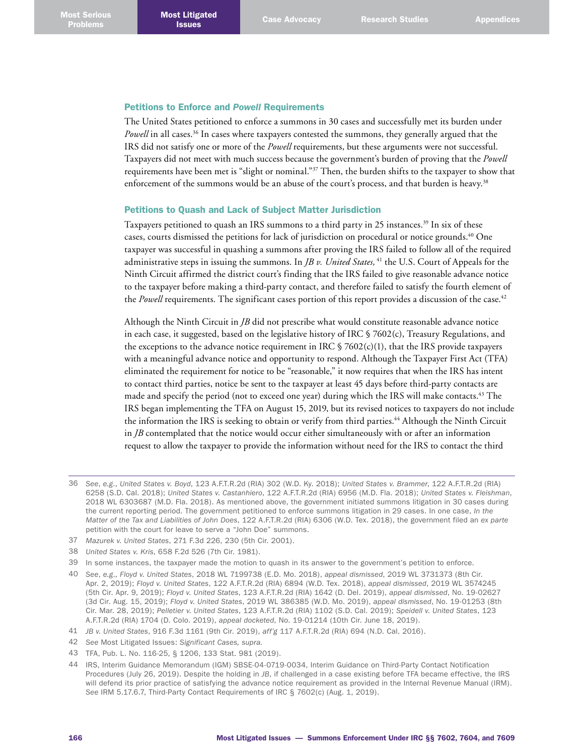### Petitions to Enforce and *Powell* Requirements

The United States petitioned to enforce a summons in 30 cases and successfully met its burden under *Powell* in all cases.[36] In cases where taxpayers contested the summons, they generally argued that the IRS did not satisfy one or more of the *Powell* requirements, but these arguments were not successful. Taxpayers did not meet with much success because the government's burden of proving that the *Powell* requirements have been met is "slight or nominal."[37] Then, the burden shifts to the taxpayer to show that enforcement of the summons would be an abuse of the court's process, and that burden is heavy.[38]

### Petitions to Quash and Lack of Subject Matter Jurisdiction

Taxpayers petitioned to quash an IRS summons to a third party in 25 instances.[39] In six of these cases, courts dismissed the petitions for lack of jurisdiction on procedural or notice grounds.[40] One taxpayer was successful in quashing a summons after proving the IRS failed to follow all of the required administrative steps in issuing the summons. In *JB v. United States,*[41] the U.S. Court of Appeals for the Ninth Circuit affirmed the district court's finding that the IRS failed to give reasonable advance notice to the taxpayer before making a third-party contact, and therefore failed to satisfy the fourth element of the *Powell* requirements. The significant cases portion of this report provides a discussion of the case.[42]

Although the Ninth Circuit in *JB* did not prescribe what would constitute reasonable advance notice in each case, it suggested, based on the legislative history of IRC § 7602(c), Treasury Regulations, and the exceptions to the advance notice requirement in IRC § 7602(c)(1), that the IRS provide taxpayers with a meaningful advance notice and opportunity to respond. Although the Taxpayer First Act (TFA) eliminated the requirement for notice to be "reasonable," it now requires that when the IRS has intent to contact third parties, notice be sent to the taxpayer at least 45 days before third-party contacts are made and specify the period (not to exceed one year) during which the IRS will make contacts.[43] The IRS began implementing the TFA on August 15, 2019, but its revised notices to taxpayers do not include the information the IRS is seeking to obtain or verify from third parties.[44] Although the Ninth Circuit in *JB* contemplated that the notice would occur either simultaneously with or after an information request to allow the taxpayer to provide the information without need for the IRS to contact the third

---

36 *See, e.g., United States v. Boyd*, 123 A.F.T.R.2d (RIA) 302 (W.D. Ky. 2018); *United States v. Brammer*, 122 A.F.T.R.2d (RIA) 6258 (S.D. Cal. 2018); *United States v. Castanhiero*, 122 A.F.T.R.2d (RIA) 6956 (M.D. Fla. 2018); *United States v. Fleishman*, 2018 WL 6303687 (M.D. Fla. 2018). As mentioned above, the government initiated summons litigation in 30 cases during the current reporting period. The government petitioned to enforce summons litigation in 29 cases. In one case, *In the Matter of the Tax and Liabilities of John Does*, 122 A.F.T.R.2d (RIA) 6306 (W.D. Tex. 2018), the government filed an *ex parte* petition with the court for leave to serve a "John Doe" summons.

37 *Mazurek v. United States*, 271 F.3d 226, 230 (5th Cir. 2001).

38 *United States v. Kris*, 658 F.2d 526 (7th Cir. 1981).

39 In some instances, the taxpayer made the motion to quash in its answer to the government's petition to enforce.

40 *See, e.g., Floyd v. United States*, 2018 WL 7199738 (E.D. Mo. 2018), *appeal dismissed*, 2019 WL 3731373 (8th Cir. Apr. 2, 2019); *Floyd v. United States*, 122 A.F.T.R.2d (RIA) 6894 (W.D. Tex. 2018), *appeal dismissed*, 2019 WL 3574245 (5th Cir. Apr. 9, 2019); *Floyd v. United States*, 123 A.F.T.R.2d (RIA) 1642 (D. Del. 2019), *appeal dismissed*, No. 19-02627 (3d Cir. Aug. 15, 2019); *Floyd v. United States*, 2019 WL 386385 (W.D. Mo. 2019), *appeal dismissed*, No. 19-01253 (8th Cir. Mar. 28, 2019); *Pelletier v. United States*, 123 A.F.T.R.2d (RIA) 1102 (S.D. Cal. 2019); *Speidell v. United States*, 123 A.F.T.R.2d (RIA) 1704 (D. Colo. 2019), *appeal docketed*, No. 19-01214 (10th Cir. June 18, 2019).

41 *JB v. United States*, 916 F.3d 1161 (9th Cir. 2019), *aff'g* 117 A.F.T.R.2d (RIA) 694 (N.D. Cal. 2016).

42 *See* Most Litigated Issues: *Significant Cases, supra.*

43 TFA, Pub. L. No. 116-25, § 1206, 133 Stat. 981 (2019).

44 IRS, Interim Guidance Memorandum (IGM) SBSE-04-0719-0034, Interim Guidance on Third-Party Contact Notification Procedures (July 26, 2019). Despite the holding in *JB*, if challenged in a case existing before TFA became effective, the IRS will defend its prior practice of satisfying the advance notice requirement as provided in the Internal Revenue Manual (IRM). *See* IRM 5.17.6.7, Third-Party Contact Requirements of IRC § 7602(c) (Aug. 1, 2019).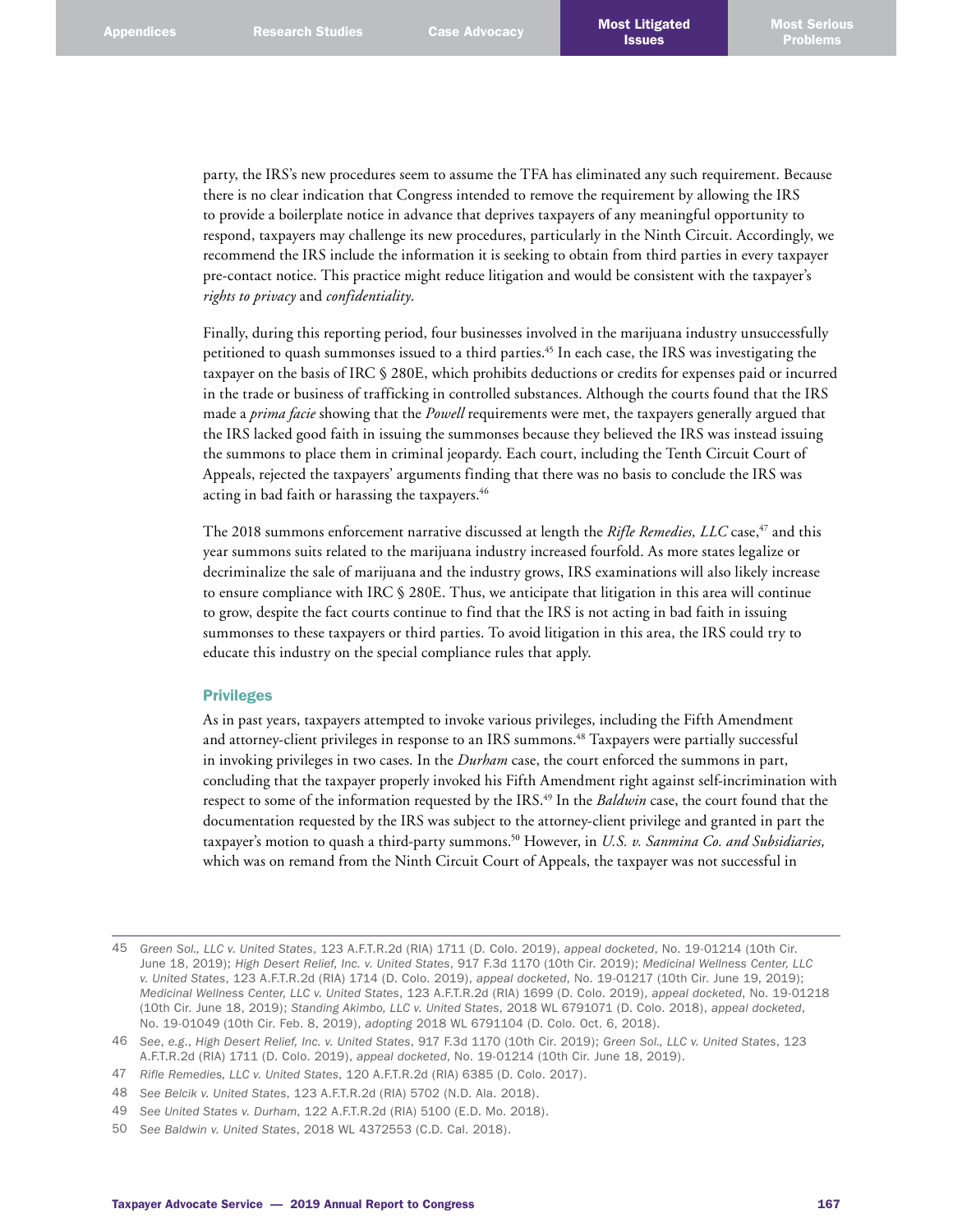party, the IRS's new procedures seem to assume the TFA has eliminated any such requirement. Because there is no clear indication that Congress intended to remove the requirement by allowing the IRS to provide a boilerplate notice in advance that deprives taxpayers of any meaningful opportunity to respond, taxpayers may challenge its new procedures, particularly in the Ninth Circuit. Accordingly, we recommend the IRS include the information it is seeking to obtain from third parties in every taxpayer pre-contact notice. This practice might reduce litigation and would be consistent with the taxpayer's *rights to privacy* and *confidentiality*.

Finally, during this reporting period, four businesses involved in the marijuana industry unsuccessfully petitioned to quash summonses issued to a third parties.[45] In each case, the IRS was investigating the taxpayer on the basis of IRC § 280E, which prohibits deductions or credits for expenses paid or incurred in the trade or business of trafficking in controlled substances. Although the courts found that the IRS made a *prima facie* showing that the *Powell* requirements were met, the taxpayers generally argued that the IRS lacked good faith in issuing the summonses because they believed the IRS was instead issuing the summons to place them in criminal jeopardy. Each court, including the Tenth Circuit Court of Appeals, rejected the taxpayers' arguments finding that there was no basis to conclude the IRS was acting in bad faith or harassing the taxpayers.[46]

The 2018 summons enforcement narrative discussed at length the *Rifle Remedies, LLC* case,[47] and this year summons suits related to the marijuana industry increased fourfold. As more states legalize or decriminalize the sale of marijuana and the industry grows, IRS examinations will also likely increase to ensure compliance with IRC § 280E. Thus, we anticipate that litigation in this area will continue to grow, despite the fact courts continue to find that the IRS is not acting in bad faith in issuing summonses to these taxpayers or third parties. To avoid litigation in this area, the IRS could try to educate this industry on the special compliance rules that apply.

### Privileges

As in past years, taxpayers attempted to invoke various privileges, including the Fifth Amendment and attorney-client privileges in response to an IRS summons.[48] Taxpayers were partially successful in invoking privileges in two cases. In the *Durham* case, the court enforced the summons in part, concluding that the taxpayer properly invoked his Fifth Amendment right against self-incrimination with respect to some of the information requested by the IRS.[49] In the *Baldwin* case, the court found that the documentation requested by the IRS was subject to the attorney-client privilege and granted in part the taxpayer's motion to quash a third-party summons.[50] However, in *U.S. v. Sanmina Co. and Subsidiaries,* which was on remand from the Ninth Circuit Court of Appeals, the taxpayer was not successful in

---

45 *Green Sol., LLC v. United States*, 123 A.F.T.R.2d (RIA) 1711 (D. Colo. 2019), *appeal docketed*, No. 19-01214 (10th Cir. June 18, 2019); *High Desert Relief, Inc. v. United States*, 917 F.3d 1170 (10th Cir. 2019); *Medicinal Wellness Center, LLC v. United States*, 123 A.F.T.R.2d (RIA) 1714 (D. Colo. 2019), *appeal docketed*, No. 19-01217 (10th Cir. June 19, 2019); *Medicinal Wellness Center, LLC v. United States*, 123 A.F.T.R.2d (RIA) 1699 (D. Colo. 2019), *appeal docketed*, No. 19-01218 (10th Cir. June 18, 2019); *Standing Akimbo, LLC v. United States*, 2018 WL 6791071 (D. Colo. 2018), *appeal docketed*, No. 19-01049 (10th Cir. Feb. 8, 2019), *adopting* 2018 WL 6791104 (D. Colo. Oct. 6, 2018).

46 *See, e.g., High Desert Relief, Inc. v. United States*, 917 F.3d 1170 (10th Cir. 2019); *Green Sol., LLC v. United States*, 123 A.F.T.R.2d (RIA) 1711 (D. Colo. 2019), *appeal docketed*, No. 19-01214 (10th Cir. June 18, 2019).

47 *Rifle Remedies, LLC v. United States*, 120 A.F.T.R.2d (RIA) 6385 (D. Colo. 2017).

48 *See Belcik v. United States*, 123 A.F.T.R.2d (RIA) 5702 (N.D. Ala. 2018).

49 *See United States v. Durham*, 122 A.F.T.R.2d (RIA) 5100 (E.D. Mo. 2018).

50 *See Baldwin v. United States*, 2018 WL 4372553 (C.D. Cal. 2018).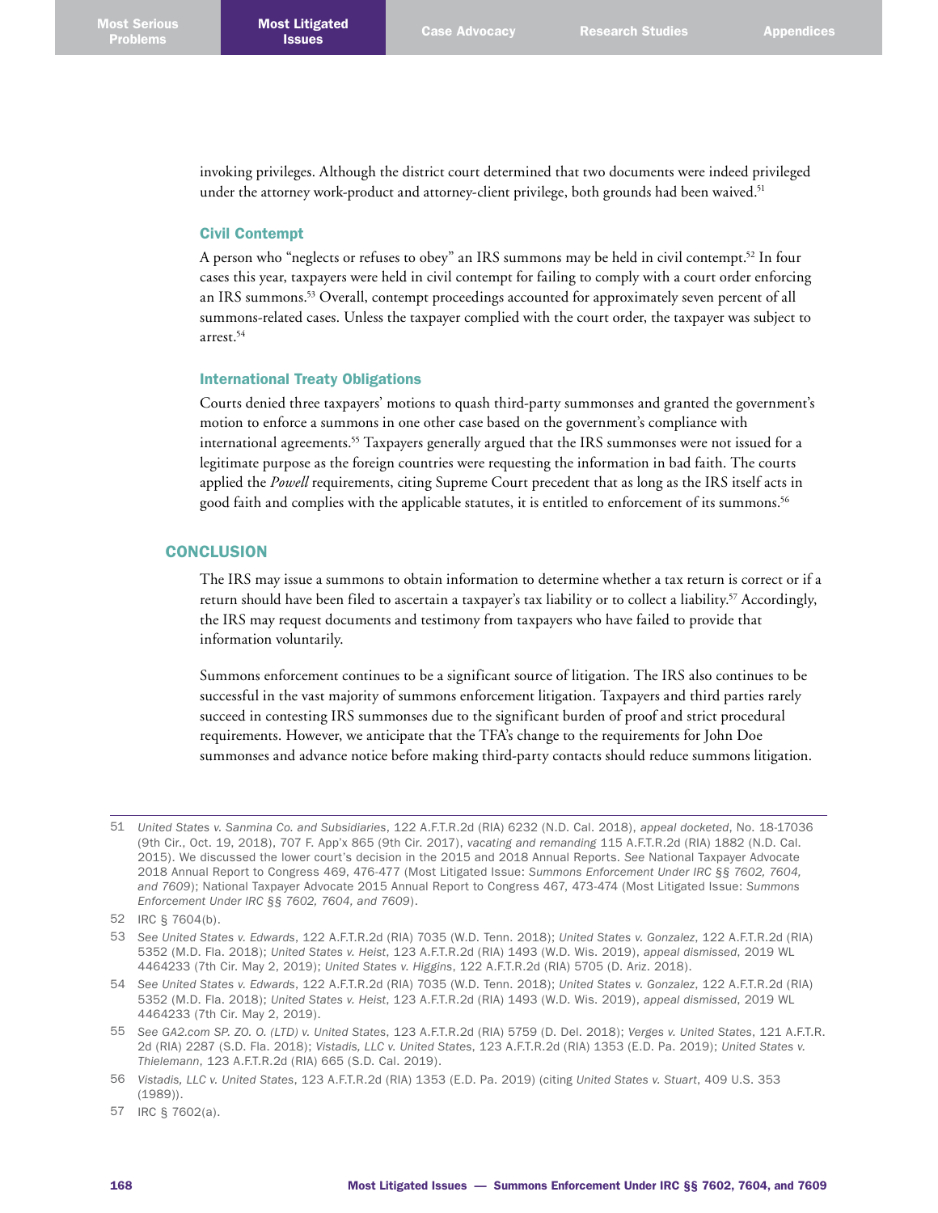invoking privileges. Although the district court determined that two documents were indeed privileged under the attorney work-product and attorney-client privilege, both grounds had been waived.[51]

### Civil Contempt

A person who "neglects or refuses to obey" an IRS summons may be held in civil contempt.[52] In four cases this year, taxpayers were held in civil contempt for failing to comply with a court order enforcing an IRS summons.[53] Overall, contempt proceedings accounted for approximately seven percent of all summons-related cases. Unless the taxpayer complied with the court order, the taxpayer was subject to arrest.[54]

### International Treaty Obligations

Courts denied three taxpayers' motions to quash third-party summonses and granted the government's motion to enforce a summons in one other case based on the government's compliance with international agreements.[55] Taxpayers generally argued that the IRS summonses were not issued for a legitimate purpose as the foreign countries were requesting the information in bad faith. The courts applied the *Powell* requirements, citing Supreme Court precedent that as long as the IRS itself acts in good faith and complies with the applicable statutes, it is entitled to enforcement of its summons.[56]

## CONCLUSION

The IRS may issue a summons to obtain information to determine whether a tax return is correct or if a return should have been filed to ascertain a taxpayer's tax liability or to collect a liability.[57] Accordingly, the IRS may request documents and testimony from taxpayers who have failed to provide that information voluntarily.

Summons enforcement continues to be a significant source of litigation. The IRS also continues to be successful in the vast majority of summons enforcement litigation. Taxpayers and third parties rarely succeed in contesting IRS summonses due to the significant burden of proof and strict procedural requirements. However, we anticipate that the TFA's change to the requirements for John Doe summonses and advance notice before making third-party contacts should reduce summons litigation.

---

51 *United States v. Sanmina Co. and Subsidiaries*, 122 A.F.T.R.2d (RIA) 6232 (N.D. Cal. 2018), *appeal docketed*, No. 18-17036 (9th Cir., Oct. 19, 2018), 707 F. App'x 865 (9th Cir. 2017), *vacating and remanding* 115 A.F.T.R.2d (RIA) 1882 (N.D. Cal. 2015). We discussed the lower court's decision in the 2015 and 2018 Annual Reports. *See* National Taxpayer Advocate 2018 Annual Report to Congress 469, 476-477 (Most Litigated Issue: *Summons Enforcement Under IRC §§ 7602, 7604, and 7609*); National Taxpayer Advocate 2015 Annual Report to Congress 467, 473-474 (Most Litigated Issue: *Summons Enforcement Under IRC §§ 7602, 7604, and 7609*).

52 IRC § 7604(b).

53 *See United States v. Edwards*, 122 A.F.T.R.2d (RIA) 7035 (W.D. Tenn. 2018); *United States v. Gonzalez*, 122 A.F.T.R.2d (RIA) 5352 (M.D. Fla. 2018); *United States v. Heist*, 123 A.F.T.R.2d (RIA) 1493 (W.D. Wis. 2019), *appeal dismissed*, 2019 WL 4464233 (7th Cir. May 2, 2019); *United States v. Higgins*, 122 A.F.T.R.2d (RIA) 5705 (D. Ariz. 2018).

54 *See United States v. Edwards*, 122 A.F.T.R.2d (RIA) 7035 (W.D. Tenn. 2018); *United States v. Gonzalez*, 122 A.F.T.R.2d (RIA) 5352 (M.D. Fla. 2018); *United States v. Heist*, 123 A.F.T.R.2d (RIA) 1493 (W.D. Wis. 2019), *appeal dismissed*, 2019 WL 4464233 (7th Cir. May 2, 2019).

55 *See GA2.com SP. ZO. O. (LTD) v. United States*, 123 A.F.T.R.2d (RIA) 5759 (D. Del. 2018); *Verges v. United States*, 121 A.F.T.R.2d (RIA) 2287 (S.D. Fla. 2018); *Vistadis, LLC v. United States*, 123 A.F.T.R.2d (RIA) 1353 (E.D. Pa. 2019); *United States v. Thielemann*, 123 A.F.T.R.2d (RIA) 665 (S.D. Cal. 2019).

56 *Vistadis, LLC v. United States*, 123 A.F.T.R.2d (RIA) 1353 (E.D. Pa. 2019) (citing *United States v. Stuart*, 409 U.S. 353 (1989)).

57 IRC § 7602(a).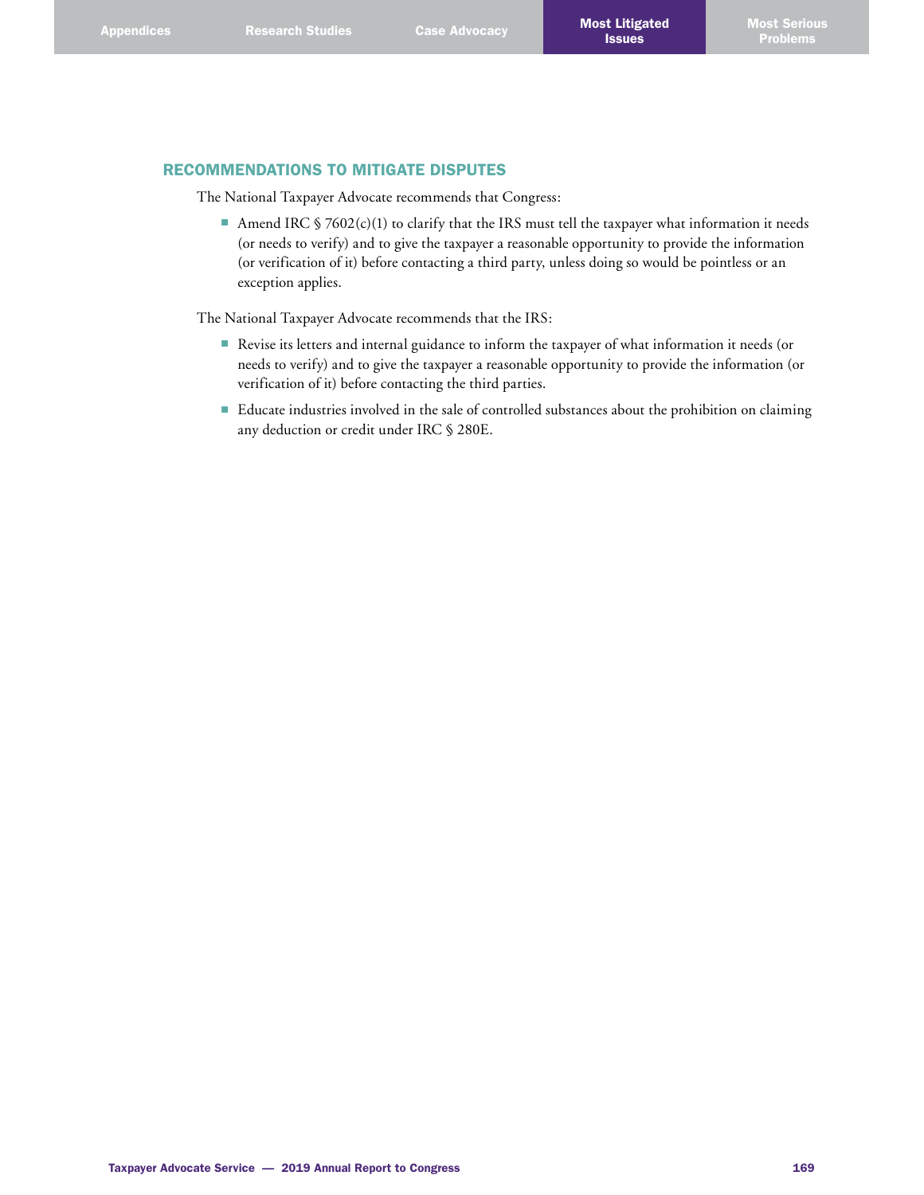## RECOMMENDATIONS TO MITIGATE DISPUTES

The National Taxpayer Advocate recommends that Congress:

- Amend IRC § 7602(c)(1) to clarify that the IRS must tell the taxpayer what information it needs (or needs to verify) and to give the taxpayer a reasonable opportunity to provide the information (or verification of it) before contacting a third party, unless doing so would be pointless or an exception applies.

The National Taxpayer Advocate recommends that the IRS:

- Revise its letters and internal guidance to inform the taxpayer of what information it needs (or needs to verify) and to give the taxpayer a reasonable opportunity to provide the information (or verification of it) before contacting the third parties.
- Educate industries involved in the sale of controlled substances about the prohibition on claiming any deduction or credit under IRC § 280E.